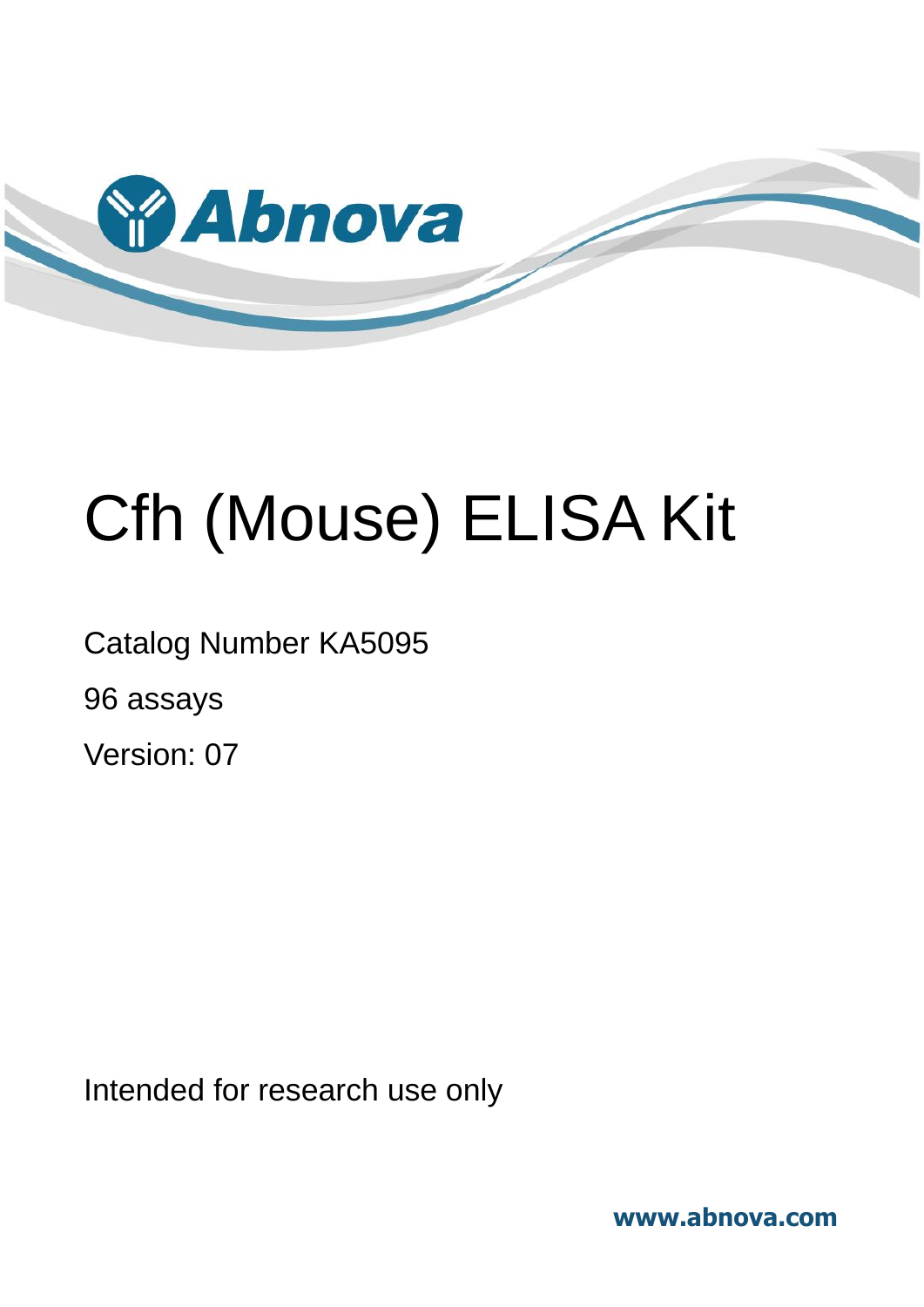Abnova

# Cfh (Mouse) ELISA Kit

Catalog Number KA5095

96 assays

Version: 07

Intended for research use only

www.abnova.com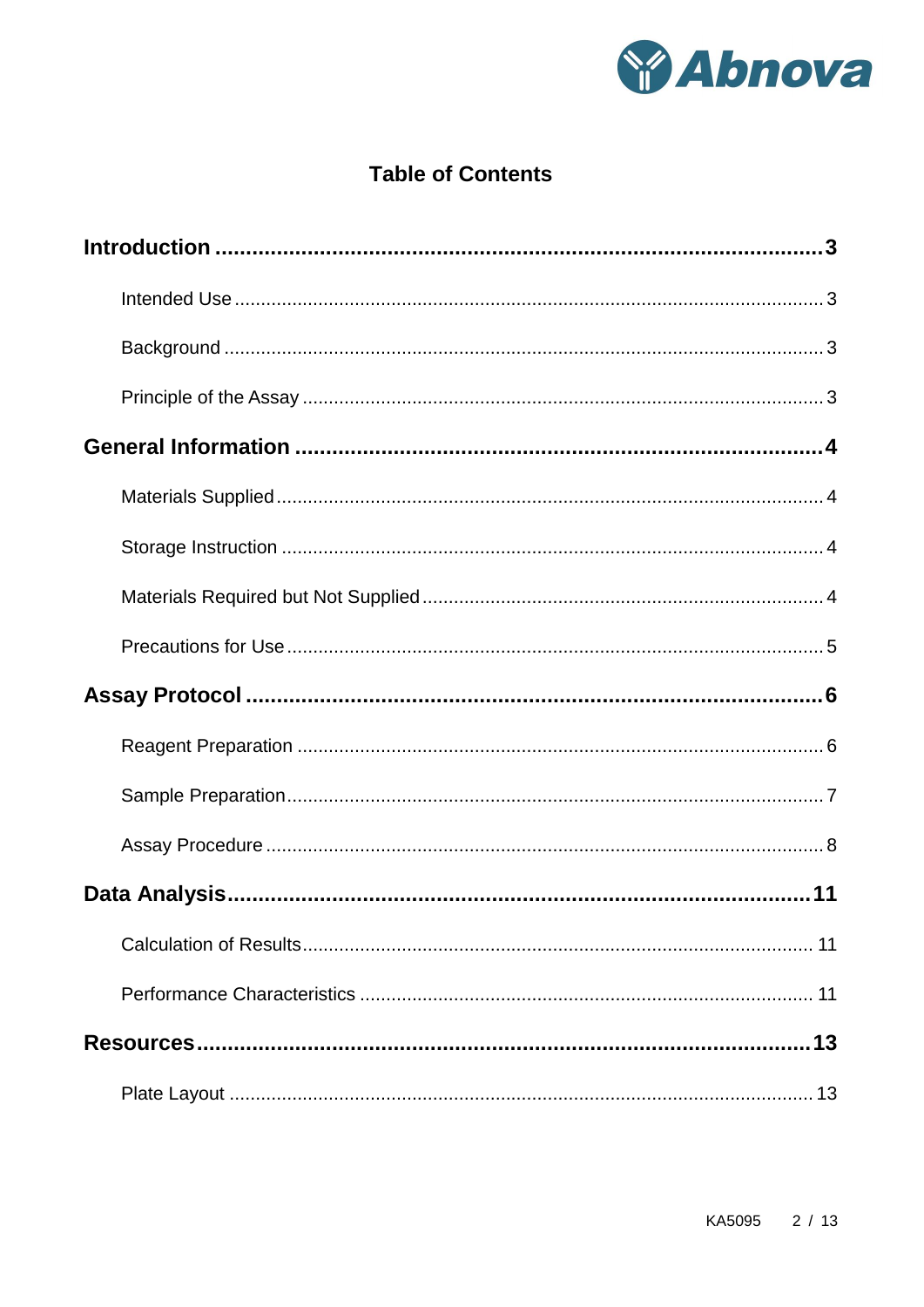# Table of Contents

**Introduction ........................................................................................3**

- Intended Use ........................................................................................3
- Background ........................................................................................3
- Principle of the Assay ........................................................................................3

**General Information ........................................................................................4**

- Materials Supplied ........................................................................................4
- Storage Instruction ........................................................................................4
- Materials Required but Not Supplied ........................................................................................4
- Precautions for Use ........................................................................................5

**Assay Protocol ........................................................................................6**

- Reagent Preparation ........................................................................................6
- Sample Preparation ........................................................................................7
- Assay Procedure ........................................................................................8

**Data Analysis ........................................................................................11**

- Calculation of Results ........................................................................................11
- Performance Characteristics ........................................................................................11

**Resources ........................................................................................13**

- Plate Layout ........................................................................................13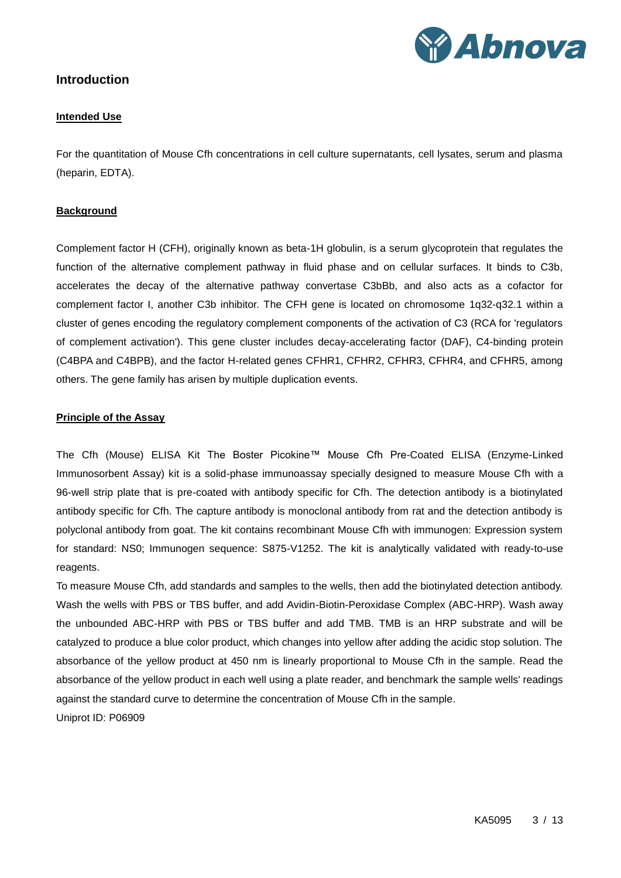## Introduction

### Intended Use

For the quantitation of Mouse Cfh concentrations in cell culture supernatants, cell lysates, serum and plasma (heparin, EDTA).

### Background

Complement factor H (CFH), originally known as beta-1H globulin, is a serum glycoprotein that regulates the function of the alternative complement pathway in fluid phase and on cellular surfaces. It binds to C3b, accelerates the decay of the alternative pathway convertase C3bBb, and also acts as a cofactor for complement factor I, another C3b inhibitor. The CFH gene is located on chromosome 1q32-q32.1 within a cluster of genes encoding the regulatory complement components of the activation of C3 (RCA for 'regulators of complement activation'). This gene cluster includes decay-accelerating factor (DAF), C4-binding protein (C4BPA and C4BPB), and the factor H-related genes CFHR1, CFHR2, CFHR3, CFHR4, and CFHR5, among others. The gene family has arisen by multiple duplication events.

### Principle of the Assay

The Cfh (Mouse) ELISA Kit The Boster Picokine™ Mouse Cfh Pre-Coated ELISA (Enzyme-Linked Immunosorbent Assay) kit is a solid-phase immunoassay specially designed to measure Mouse Cfh with a 96-well strip plate that is pre-coated with antibody specific for Cfh. The detection antibody is a biotinylated antibody specific for Cfh. The capture antibody is monoclonal antibody from rat and the detection antibody is polyclonal antibody from goat. The kit contains recombinant Mouse Cfh with immunogen: Expression system for standard: NS0; Immunogen sequence: S875-V1252. The kit is analytically validated with ready-to-use reagents.

To measure Mouse Cfh, add standards and samples to the wells, then add the biotinylated detection antibody. Wash the wells with PBS or TBS buffer, and add Avidin-Biotin-Peroxidase Complex (ABC-HRP). Wash away the unbounded ABC-HRP with PBS or TBS buffer and add TMB. TMB is an HRP substrate and will be catalyzed to produce a blue color product, which changes into yellow after adding the acidic stop solution. The absorbance of the yellow product at 450 nm is linearly proportional to Mouse Cfh in the sample. Read the absorbance of the yellow product in each well using a plate reader, and benchmark the sample wells' readings against the standard curve to determine the concentration of Mouse Cfh in the sample.

Uniprot ID: P06909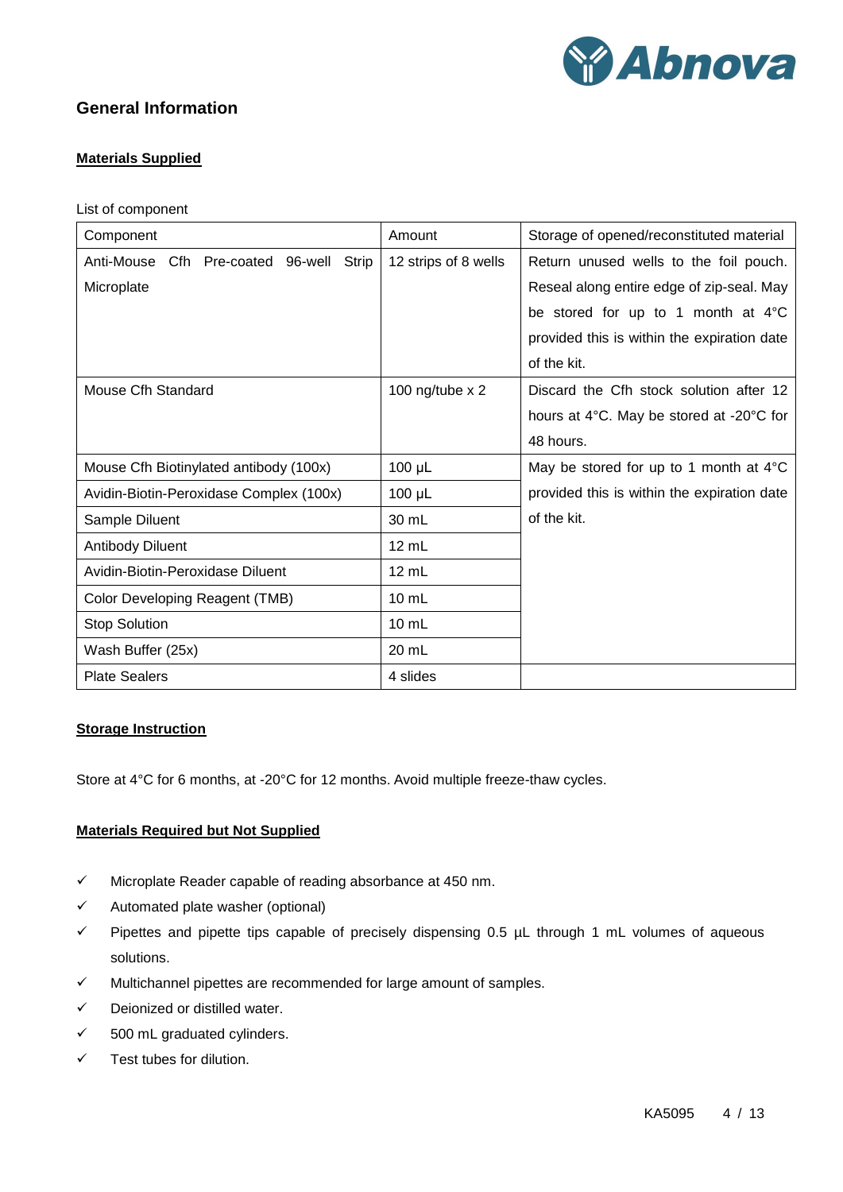## General Information

### Materials Supplied

List of component

| Component | Amount | Storage of opened/reconstituted material |
|---|---|---|
| Anti-Mouse Cfh Pre-coated 96-well Strip Microplate | 12 strips of 8 wells | Return unused wells to the foil pouch. Reseal along entire edge of zip-seal. May be stored for up to 1 month at 4°C provided this is within the expiration date of the kit. |
| Mouse Cfh Standard | 100 ng/tube x 2 | Discard the Cfh stock solution after 12 hours at 4°C. May be stored at -20°C for 48 hours. |
| Mouse Cfh Biotinylated antibody (100x) | 100 µL | May be stored for up to 1 month at 4°C provided this is within the expiration date of the kit. |
| Avidin-Biotin-Peroxidase Complex (100x) | 100 µL | |
| Sample Diluent | 30 mL | |
| Antibody Diluent | 12 mL | |
| Avidin-Biotin-Peroxidase Diluent | 12 mL | |
| Color Developing Reagent (TMB) | 10 mL | |
| Stop Solution | 10 mL | |
| Wash Buffer (25x) | 20 mL | |
| Plate Sealers | 4 slides | |

### Storage Instruction

Store at 4°C for 6 months, at -20°C for 12 months. Avoid multiple freeze-thaw cycles.

### Materials Required but Not Supplied

- ✓ Microplate Reader capable of reading absorbance at 450 nm.
- ✓ Automated plate washer (optional)
- ✓ Pipettes and pipette tips capable of precisely dispensing 0.5 µL through 1 mL volumes of aqueous solutions.
- ✓ Multichannel pipettes are recommended for large amount of samples.
- ✓ Deionized or distilled water.
- ✓ 500 mL graduated cylinders.
- ✓ Test tubes for dilution.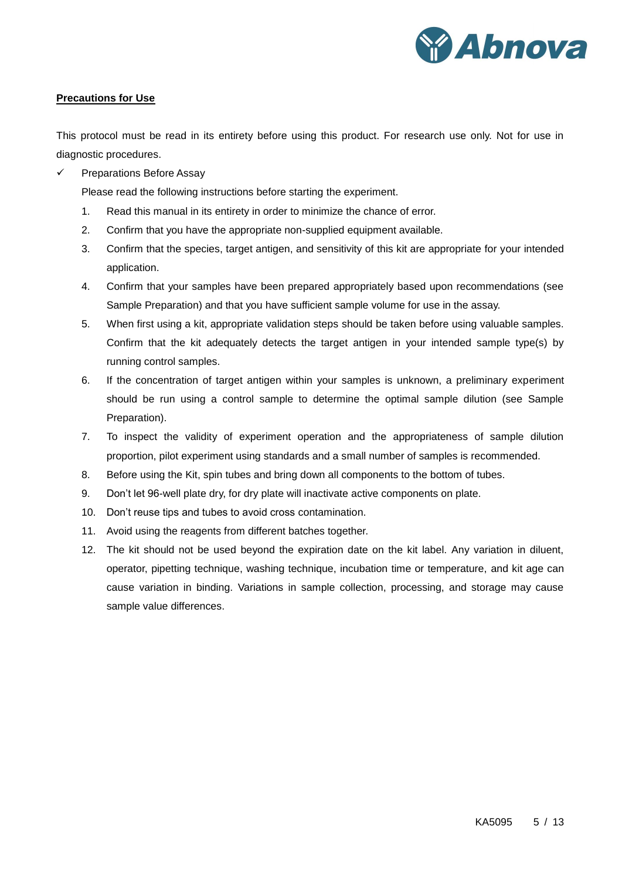**Precautions for Use**

This protocol must be read in its entirety before using this product. For research use only. Not for use in diagnostic procedures.

✓ Preparations Before Assay

Please read the following instructions before starting the experiment.

1. Read this manual in its entirety in order to minimize the chance of error.
2. Confirm that you have the appropriate non-supplied equipment available.
3. Confirm that the species, target antigen, and sensitivity of this kit are appropriate for your intended application.
4. Confirm that your samples have been prepared appropriately based upon recommendations (see Sample Preparation) and that you have sufficient sample volume for use in the assay.
5. When first using a kit, appropriate validation steps should be taken before using valuable samples. Confirm that the kit adequately detects the target antigen in your intended sample type(s) by running control samples.
6. If the concentration of target antigen within your samples is unknown, a preliminary experiment should be run using a control sample to determine the optimal sample dilution (see Sample Preparation).
7. To inspect the validity of experiment operation and the appropriateness of sample dilution proportion, pilot experiment using standards and a small number of samples is recommended.
8. Before using the Kit, spin tubes and bring down all components to the bottom of tubes.
9. Don't let 96-well plate dry, for dry plate will inactivate active components on plate.
10. Don't reuse tips and tubes to avoid cross contamination.
11. Avoid using the reagents from different batches together.
12. The kit should not be used beyond the expiration date on the kit label. Any variation in diluent, operator, pipetting technique, washing technique, incubation time or temperature, and kit age can cause variation in binding. Variations in sample collection, processing, and storage may cause sample value differences.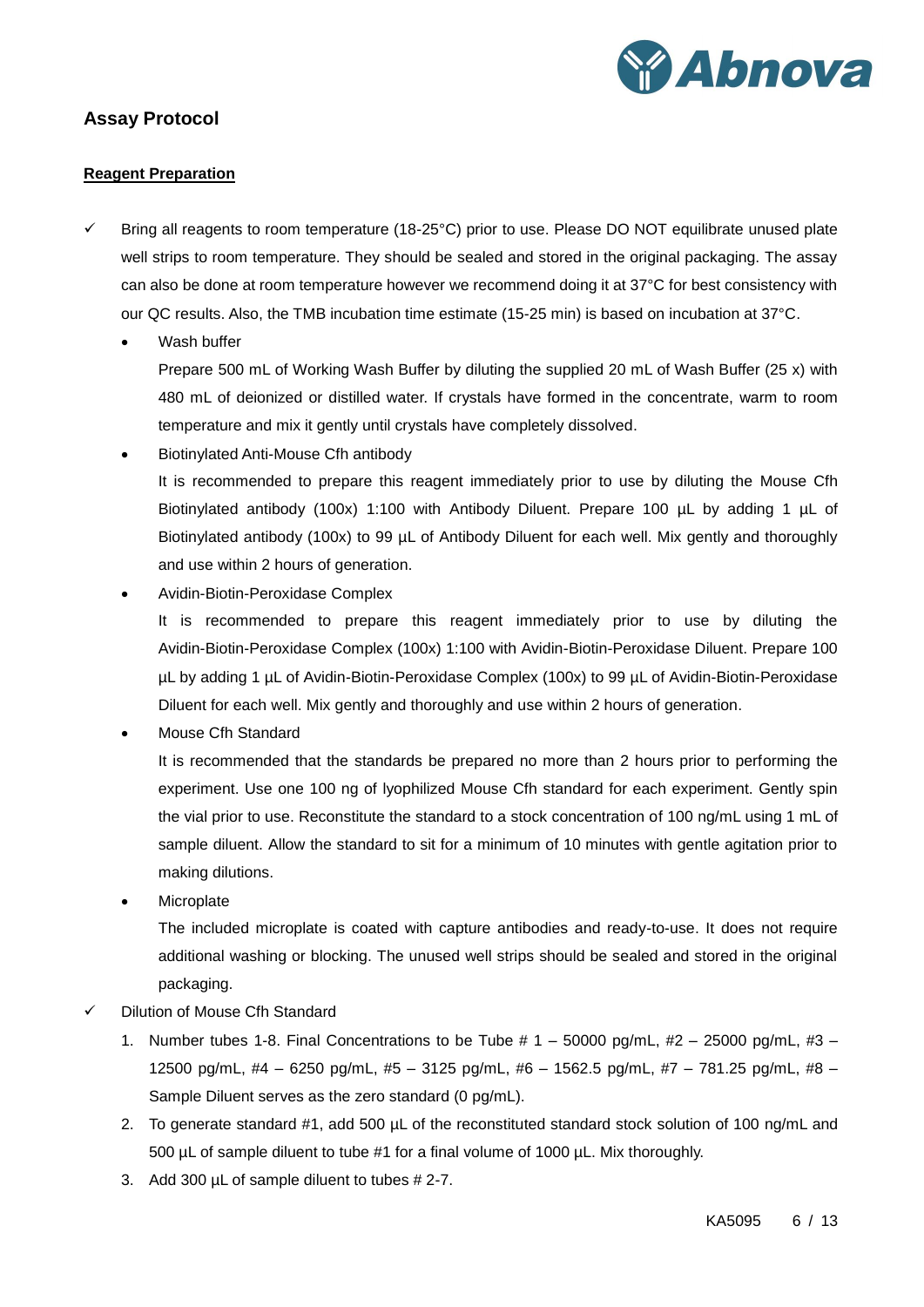## Assay Protocol

**Reagent Preparation**

- ✓ Bring all reagents to room temperature (18-25°C) prior to use. Please DO NOT equilibrate unused plate well strips to room temperature. They should be sealed and stored in the original packaging. The assay can also be done at room temperature however we recommend doing it at 37°C for best consistency with our QC results. Also, the TMB incubation time estimate (15-25 min) is based on incubation at 37°C.
  - Wash buffer
    
    Prepare 500 mL of Working Wash Buffer by diluting the supplied 20 mL of Wash Buffer (25 x) with 480 mL of deionized or distilled water. If crystals have formed in the concentrate, warm to room temperature and mix it gently until crystals have completely dissolved.
  - Biotinylated Anti-Mouse Cfh antibody
    
    It is recommended to prepare this reagent immediately prior to use by diluting the Mouse Cfh Biotinylated antibody (100x) 1:100 with Antibody Diluent. Prepare 100 µL by adding 1 µL of Biotinylated antibody (100x) to 99 µL of Antibody Diluent for each well. Mix gently and thoroughly and use within 2 hours of generation.
  - Avidin-Biotin-Peroxidase Complex
    
    It is recommended to prepare this reagent immediately prior to use by diluting the Avidin-Biotin-Peroxidase Complex (100x) 1:100 with Avidin-Biotin-Peroxidase Diluent. Prepare 100 µL by adding 1 µL of Avidin-Biotin-Peroxidase Complex (100x) to 99 µL of Avidin-Biotin-Peroxidase Diluent for each well. Mix gently and thoroughly and use within 2 hours of generation.
  - Mouse Cfh Standard
    
    It is recommended that the standards be prepared no more than 2 hours prior to performing the experiment. Use one 100 ng of lyophilized Mouse Cfh standard for each experiment. Gently spin the vial prior to use. Reconstitute the standard to a stock concentration of 100 ng/mL using 1 mL of sample diluent. Allow the standard to sit for a minimum of 10 minutes with gentle agitation prior to making dilutions.
  - Microplate
    
    The included microplate is coated with capture antibodies and ready-to-use. It does not require additional washing or blocking. The unused well strips should be sealed and stored in the original packaging.
- ✓ Dilution of Mouse Cfh Standard
  1. Number tubes 1-8. Final Concentrations to be Tube # 1 – 50000 pg/mL, #2 – 25000 pg/mL, #3 – 12500 pg/mL, #4 – 6250 pg/mL, #5 – 3125 pg/mL, #6 – 1562.5 pg/mL, #7 – 781.25 pg/mL, #8 – Sample Diluent serves as the zero standard (0 pg/mL).
  2. To generate standard #1, add 500 µL of the reconstituted standard stock solution of 100 ng/mL and 500 µL of sample diluent to tube #1 for a final volume of 1000 µL. Mix thoroughly.
  3. Add 300 µL of sample diluent to tubes # 2-7.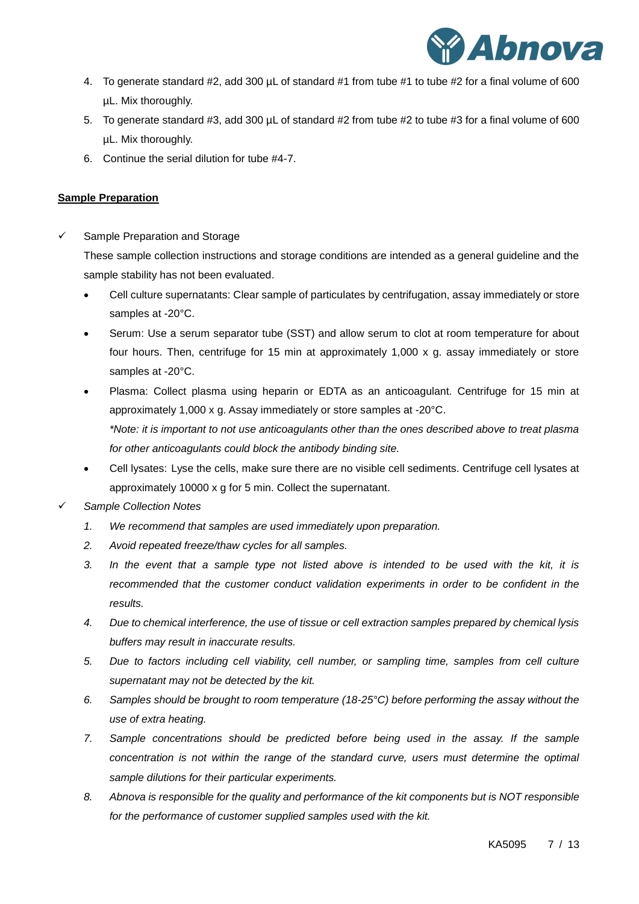4. To generate standard #2, add 300 µL of standard #1 from tube #1 to tube #2 for a final volume of 600 µL. Mix thoroughly.
5. To generate standard #3, add 300 µL of standard #2 from tube #2 to tube #3 for a final volume of 600 µL. Mix thoroughly.
6. Continue the serial dilution for tube #4-7.

**Sample Preparation**

✓ Sample Preparation and Storage

These sample collection instructions and storage conditions are intended as a general guideline and the sample stability has not been evaluated.

- Cell culture supernatants: Clear sample of particulates by centrifugation, assay immediately or store samples at -20°C.
- Serum: Use a serum separator tube (SST) and allow serum to clot at room temperature for about four hours. Then, centrifuge for 15 min at approximately 1,000 x g. assay immediately or store samples at -20°C.
- Plasma: Collect plasma using heparin or EDTA as an anticoagulant. Centrifuge for 15 min at approximately 1,000 x g. Assay immediately or store samples at -20°C.
  *\*Note: it is important to not use anticoagulants other than the ones described above to treat plasma for other anticoagulants could block the antibody binding site.*
- Cell lysates: Lyse the cells, make sure there are no visible cell sediments. Centrifuge cell lysates at approximately 10000 x g for 5 min. Collect the supernatant.

✓ *Sample Collection Notes*

1. *We recommend that samples are used immediately upon preparation.*
2. *Avoid repeated freeze/thaw cycles for all samples.*
3. *In the event that a sample type not listed above is intended to be used with the kit, it is recommended that the customer conduct validation experiments in order to be confident in the results.*
4. *Due to chemical interference, the use of tissue or cell extraction samples prepared by chemical lysis buffers may result in inaccurate results.*
5. *Due to factors including cell viability, cell number, or sampling time, samples from cell culture supernatant may not be detected by the kit.*
6. *Samples should be brought to room temperature (18-25°C) before performing the assay without the use of extra heating.*
7. *Sample concentrations should be predicted before being used in the assay. If the sample concentration is not within the range of the standard curve, users must determine the optimal sample dilutions for their particular experiments.*
8. *Abnova is responsible for the quality and performance of the kit components but is NOT responsible for the performance of customer supplied samples used with the kit.*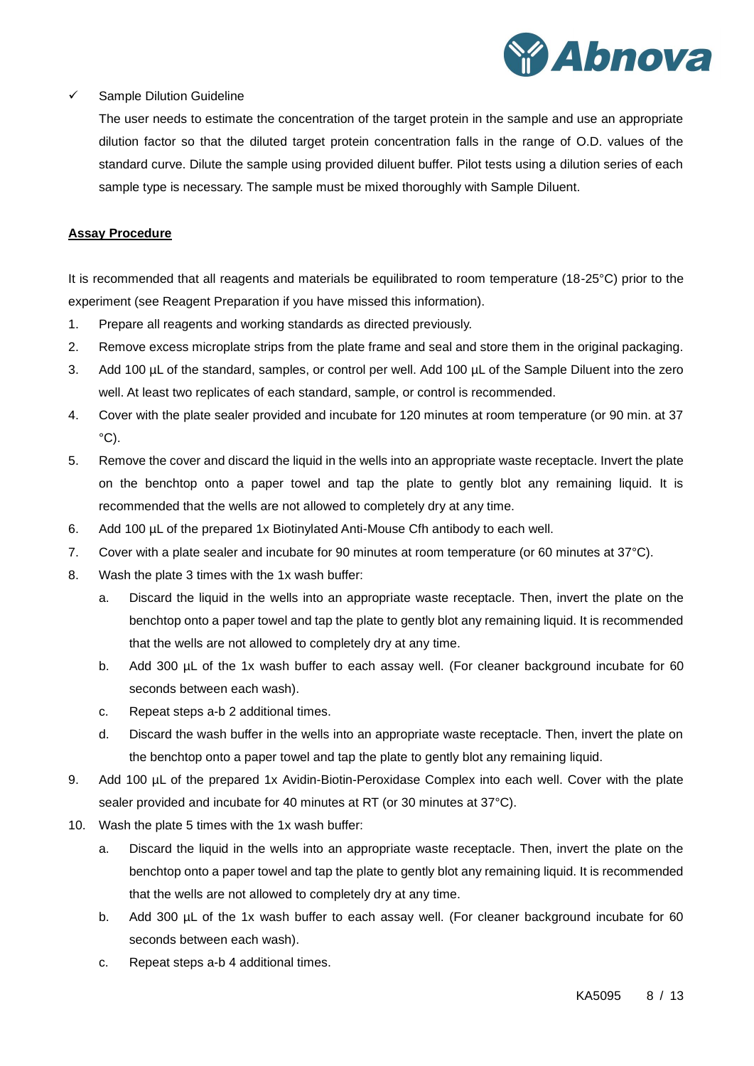✓ Sample Dilution Guideline

The user needs to estimate the concentration of the target protein in the sample and use an appropriate dilution factor so that the diluted target protein concentration falls in the range of O.D. values of the standard curve. Dilute the sample using provided diluent buffer. Pilot tests using a dilution series of each sample type is necessary. The sample must be mixed thoroughly with Sample Diluent.

**Assay Procedure**

It is recommended that all reagents and materials be equilibrated to room temperature (18-25°C) prior to the experiment (see Reagent Preparation if you have missed this information).

1. Prepare all reagents and working standards as directed previously.
2. Remove excess microplate strips from the plate frame and seal and store them in the original packaging.
3. Add 100 µL of the standard, samples, or control per well. Add 100 µL of the Sample Diluent into the zero well. At least two replicates of each standard, sample, or control is recommended.
4. Cover with the plate sealer provided and incubate for 120 minutes at room temperature (or 90 min. at 37 °C).
5. Remove the cover and discard the liquid in the wells into an appropriate waste receptacle. Invert the plate on the benchtop onto a paper towel and tap the plate to gently blot any remaining liquid. It is recommended that the wells are not allowed to completely dry at any time.
6. Add 100 µL of the prepared 1x Biotinylated Anti-Mouse Cfh antibody to each well.
7. Cover with a plate sealer and incubate for 90 minutes at room temperature (or 60 minutes at 37°C).
8. Wash the plate 3 times with the 1x wash buffer:
   a. Discard the liquid in the wells into an appropriate waste receptacle. Then, invert the plate on the benchtop onto a paper towel and tap the plate to gently blot any remaining liquid. It is recommended that the wells are not allowed to completely dry at any time.
   b. Add 300 µL of the 1x wash buffer to each assay well. (For cleaner background incubate for 60 seconds between each wash).
   c. Repeat steps a-b 2 additional times.
   d. Discard the wash buffer in the wells into an appropriate waste receptacle. Then, invert the plate on the benchtop onto a paper towel and tap the plate to gently blot any remaining liquid.
9. Add 100 µL of the prepared 1x Avidin-Biotin-Peroxidase Complex into each well. Cover with the plate sealer provided and incubate for 40 minutes at RT (or 30 minutes at 37°C).
10. Wash the plate 5 times with the 1x wash buffer:
    a. Discard the liquid in the wells into an appropriate waste receptacle. Then, invert the plate on the benchtop onto a paper towel and tap the plate to gently blot any remaining liquid. It is recommended that the wells are not allowed to completely dry at any time.
    b. Add 300 µL of the 1x wash buffer to each assay well. (For cleaner background incubate for 60 seconds between each wash).
    c. Repeat steps a-b 4 additional times.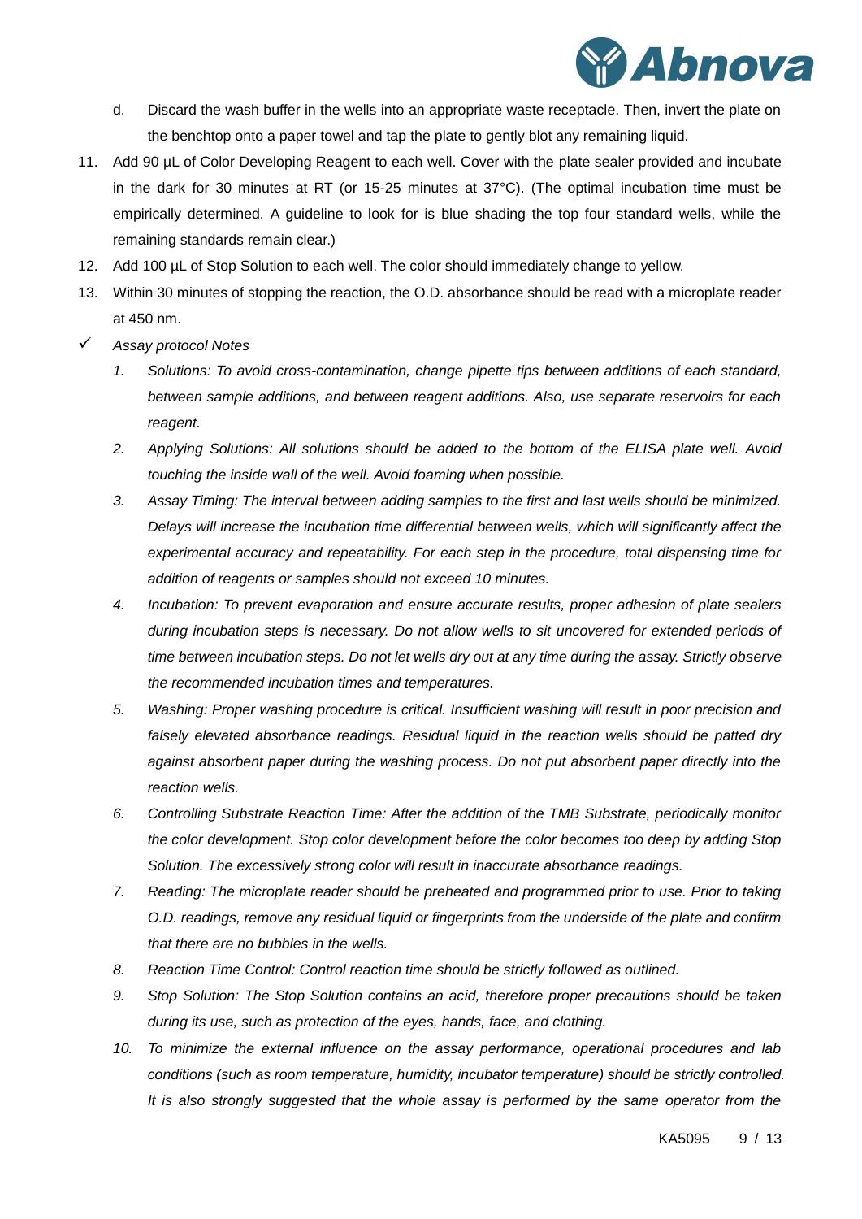d. Discard the wash buffer in the wells into an appropriate waste receptacle. Then, invert the plate on the benchtop onto a paper towel and tap the plate to gently blot any remaining liquid.

11. Add 90 µL of Color Developing Reagent to each well. Cover with the plate sealer provided and incubate in the dark for 30 minutes at RT (or 15-25 minutes at 37°C). (The optimal incubation time must be empirically determined. A guideline to look for is blue shading the top four standard wells, while the remaining standards remain clear.)
12. Add 100 µL of Stop Solution to each well. The color should immediately change to yellow.
13. Within 30 minutes of stopping the reaction, the O.D. absorbance should be read with a microplate reader at 450 nm.

✓ *Assay protocol Notes*

1. *Solutions: To avoid cross-contamination, change pipette tips between additions of each standard, between sample additions, and between reagent additions. Also, use separate reservoirs for each reagent.*
2. *Applying Solutions: All solutions should be added to the bottom of the ELISA plate well. Avoid touching the inside wall of the well. Avoid foaming when possible.*
3. *Assay Timing: The interval between adding samples to the first and last wells should be minimized. Delays will increase the incubation time differential between wells, which will significantly affect the experimental accuracy and repeatability. For each step in the procedure, total dispensing time for addition of reagents or samples should not exceed 10 minutes.*
4. *Incubation: To prevent evaporation and ensure accurate results, proper adhesion of plate sealers during incubation steps is necessary. Do not allow wells to sit uncovered for extended periods of time between incubation steps. Do not let wells dry out at any time during the assay. Strictly observe the recommended incubation times and temperatures.*
5. *Washing: Proper washing procedure is critical. Insufficient washing will result in poor precision and falsely elevated absorbance readings. Residual liquid in the reaction wells should be patted dry against absorbent paper during the washing process. Do not put absorbent paper directly into the reaction wells.*
6. *Controlling Substrate Reaction Time: After the addition of the TMB Substrate, periodically monitor the color development. Stop color development before the color becomes too deep by adding Stop Solution. The excessively strong color will result in inaccurate absorbance readings.*
7. *Reading: The microplate reader should be preheated and programmed prior to use. Prior to taking O.D. readings, remove any residual liquid or fingerprints from the underside of the plate and confirm that there are no bubbles in the wells.*
8. *Reaction Time Control: Control reaction time should be strictly followed as outlined.*
9. *Stop Solution: The Stop Solution contains an acid, therefore proper precautions should be taken during its use, such as protection of the eyes, hands, face, and clothing.*
10. *To minimize the external influence on the assay performance, operational procedures and lab conditions (such as room temperature, humidity, incubator temperature) should be strictly controlled. It is also strongly suggested that the whole assay is performed by the same operator from the*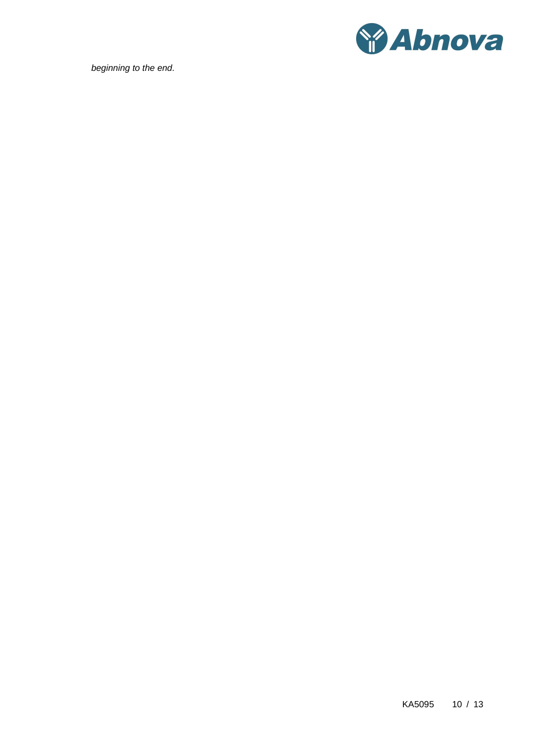*beginning to the end.*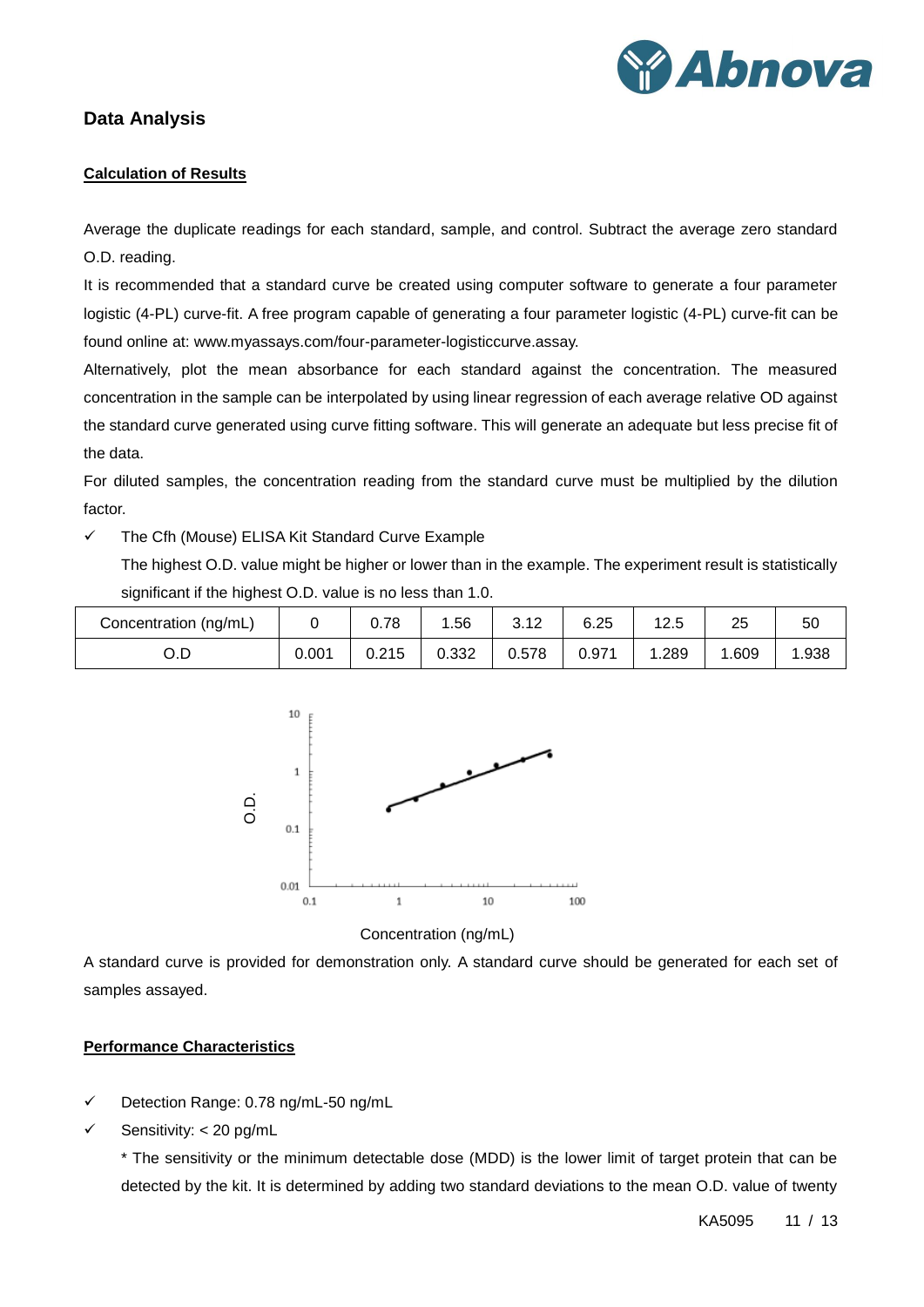## Data Analysis

### Calculation of Results

Average the duplicate readings for each standard, sample, and control. Subtract the average zero standard O.D. reading.

It is recommended that a standard curve be created using computer software to generate a four parameter logistic (4-PL) curve-fit. A free program capable of generating a four parameter logistic (4-PL) curve-fit can be found online at: www.myassays.com/four-parameter-logisticcurve.assay.

Alternatively, plot the mean absorbance for each standard against the concentration. The measured concentration in the sample can be interpolated by using linear regression of each average relative OD against the standard curve generated using curve fitting software. This will generate an adequate but less precise fit of the data.

For diluted samples, the concentration reading from the standard curve must be multiplied by the dilution factor.

✓ The Cfh (Mouse) ELISA Kit Standard Curve Example

The highest O.D. value might be higher or lower than in the example. The experiment result is statistically significant if the highest O.D. value is no less than 1.0.

| Concentration (ng/mL) | 0 | 0.78 | 1.56 | 3.12 | 6.25 | 12.5 | 25 | 50 |
|---|---|---|---|---|---|---|---|---|
| O.D | 0.001 | 0.215 | 0.332 | 0.578 | 0.971 | 1.289 | 1.609 | 1.938 |

O.D.

10
1
0.1
0.01

0.1
1
10
100

Concentration (ng/mL)

A standard curve is provided for demonstration only. A standard curve should be generated for each set of samples assayed.

### Performance Characteristics

✓ Detection Range: 0.78 ng/mL-50 ng/mL

✓ Sensitivity: < 20 pg/mL

\* The sensitivity or the minimum detectable dose (MDD) is the lower limit of target protein that can be detected by the kit. It is determined by adding two standard deviations to the mean O.D. value of twenty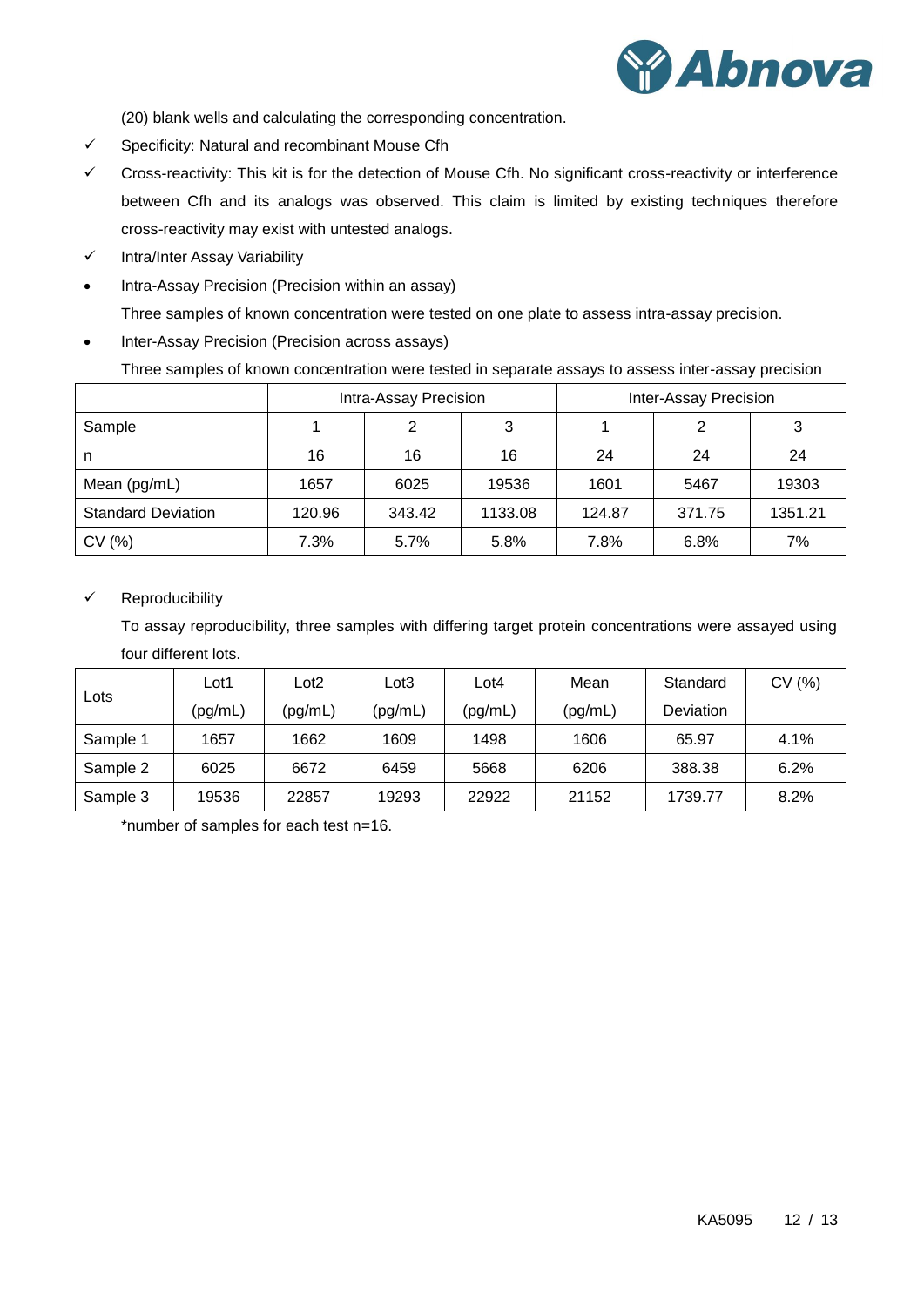(20) blank wells and calculating the corresponding concentration.

- ✓ Specificity: Natural and recombinant Mouse Cfh
- ✓ Cross-reactivity: This kit is for the detection of Mouse Cfh. No significant cross-reactivity or interference between Cfh and its analogs was observed. This claim is limited by existing techniques therefore cross-reactivity may exist with untested analogs.
- ✓ Intra/Inter Assay Variability

- Intra-Assay Precision (Precision within an assay)

  Three samples of known concentration were tested on one plate to assess intra-assay precision.

- Inter-Assay Precision (Precision across assays)

  Three samples of known concentration were tested in separate assays to assess inter-assay precision

| | Intra-Assay Precision | | | Inter-Assay Precision | | |
|---|---|---|---|---|---|---|
| Sample | 1 | 2 | 3 | 1 | 2 | 3 |
| n | 16 | 16 | 16 | 24 | 24 | 24 |
| Mean (pg/mL) | 1657 | 6025 | 19536 | 1601 | 5467 | 19303 |
| Standard Deviation | 120.96 | 343.42 | 1133.08 | 124.87 | 371.75 | 1351.21 |
| CV (%) | 7.3% | 5.7% | 5.8% | 7.8% | 6.8% | 7% |

- ✓ Reproducibility

  To assay reproducibility, three samples with differing target protein concentrations were assayed using four different lots.

| Lots | Lot1 (pg/mL) | Lot2 (pg/mL) | Lot3 (pg/mL) | Lot4 (pg/mL) | Mean (pg/mL) | Standard Deviation | CV (%) |
|---|---|---|---|---|---|---|---|
| Sample 1 | 1657 | 1662 | 1609 | 1498 | 1606 | 65.97 | 4.1% |
| Sample 2 | 6025 | 6672 | 6459 | 5668 | 6206 | 388.38 | 6.2% |
| Sample 3 | 19536 | 22857 | 19293 | 22922 | 21152 | 1739.77 | 8.2% |

*number of samples for each test n=16.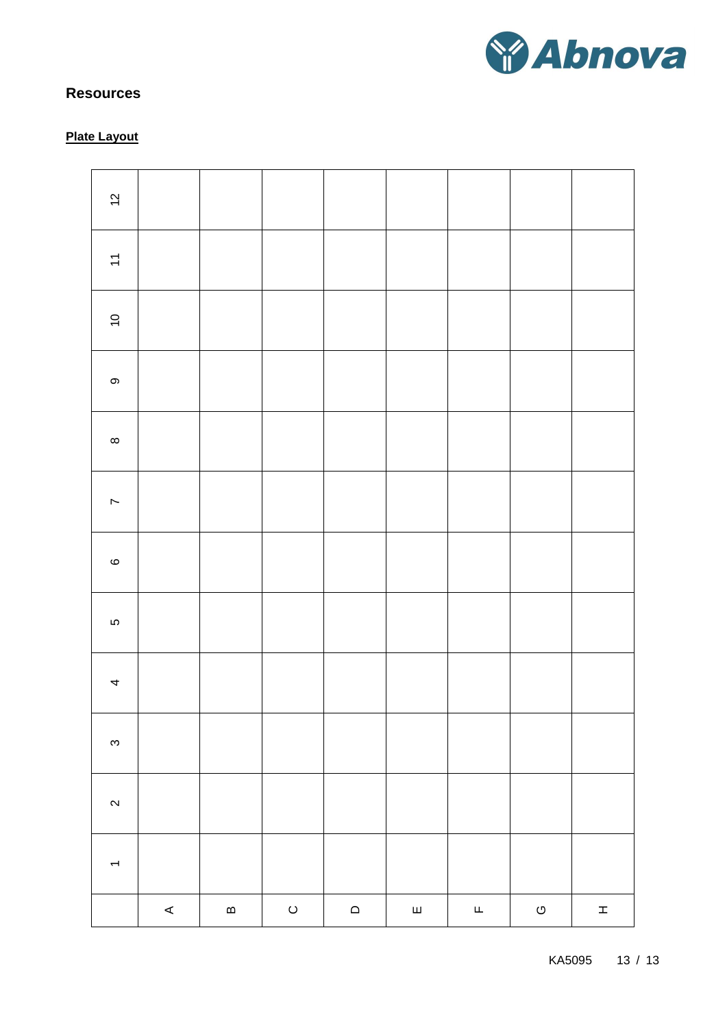## Resources

### Plate Layout

| | 1 | 2 | 3 | 4 | 5 | 6 | 7 | 8 | 9 | 10 | 11 | 12 |
|---|---|---|---|---|---|---|---|---|---|---|---|---|
| A | | | | | | | | | | | | |
| B | | | | | | | | | | | | |
| C | | | | | | | | | | | | |
| D | | | | | | | | | | | | |
| E | | | | | | | | | | | | |
| F | | | | | | | | | | | | |
| G | | | | | | | | | | | | |
| H | | | | | | | | | | | | |